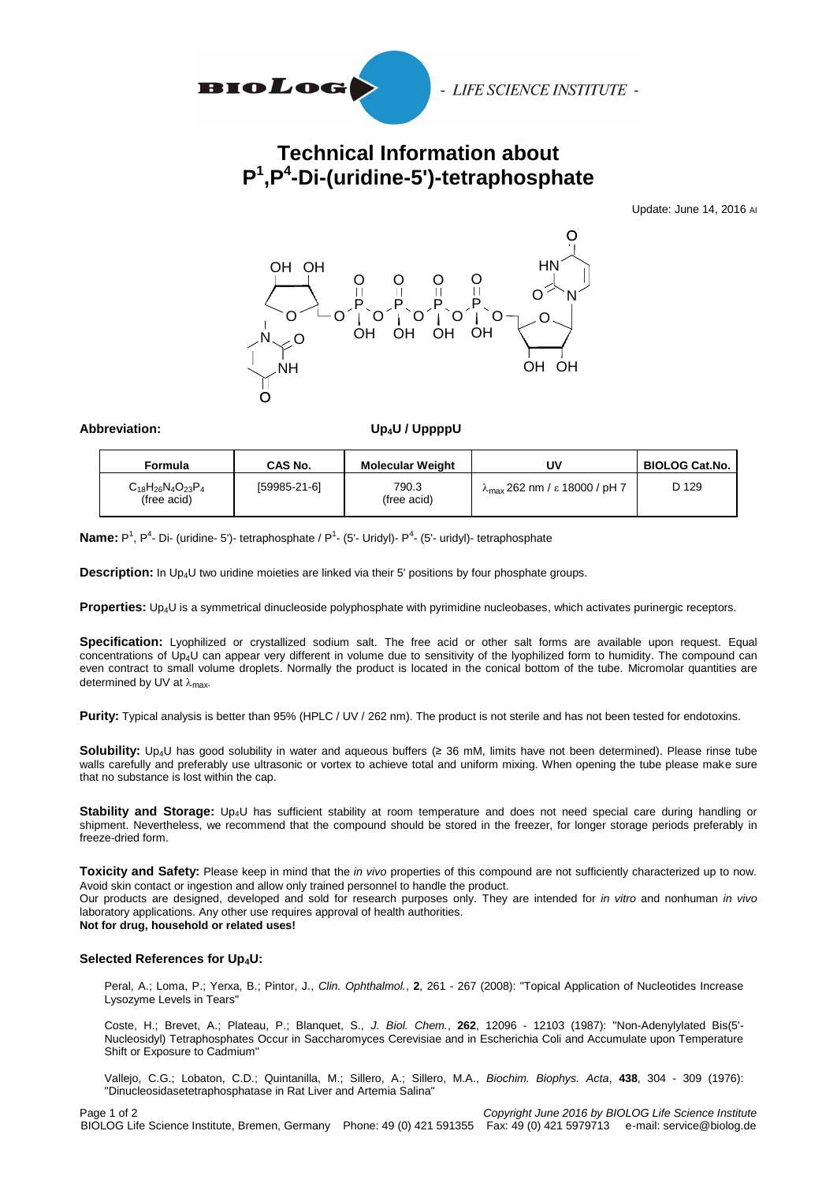# Technical Information about $P^1,P^4$-Di-(uridine-5')-tetraphosphate

Update: June 14, 2016 AI

**Abbreviation:** **$Up_4U$ / UppppU**

| Formula | CAS No. | Molecular Weight | UV | BIOLOG Cat.No. |
|---|---|---|---|---|
| $C_{18}H_{26}N_4O_{23}P_4$ (free acid) | [59985-21-6] | 790.3 (free acid) | $\lambda_{max}$ 262 nm / $\varepsilon$ 18000 / pH 7 | D 129 |

**Name:** $P^1$, $P^4$- Di- (uridine- 5')- tetraphosphate / $P^1$- (5'- Uridyl)- $P^4$- (5'- uridyl)- tetraphosphate

**Description:** In $Up_4U$ two uridine moieties are linked via their 5' positions by four phosphate groups.

**Properties:** $Up_4U$ is a symmetrical dinucleoside polyphosphate with pyrimidine nucleobases, which activates purinergic receptors.

**Specification:** Lyophilized or crystallized sodium salt. The free acid or other salt forms are available upon request. Equal concentrations of $Up_4U$ can appear very different in volume due to sensitivity of the lyophilized form to humidity. The compound can even contract to small volume droplets. Normally the product is located in the conical bottom of the tube. Micromolar quantities are determined by UV at $\lambda_{max}$.

**Purity:** Typical analysis is better than 95% (HPLC / UV / 262 nm). The product is not sterile and has not been tested for endotoxins.

**Solubility:** $Up_4U$ has good solubility in water and aqueous buffers (≥ 36 mM, limits have not been determined). Please rinse tube walls carefully and preferably use ultrasonic or vortex to achieve total and uniform mixing. When opening the tube please make sure that no substance is lost within the cap.

**Stability and Storage:** $Up_4U$ has sufficient stability at room temperature and does not need special care during handling or shipment. Nevertheless, we recommend that the compound should be stored in the freezer, for longer storage periods preferably in freeze-dried form.

**Toxicity and Safety:** Please keep in mind that the *in vivo* properties of this compound are not sufficiently characterized up to now. Avoid skin contact or ingestion and allow only trained personnel to handle the product.
Our products are designed, developed and sold for research purposes only. They are intended for *in vitro* and nonhuman *in vivo* laboratory applications. Any other use requires approval of health authorities.
**Not for drug, household or related uses!**

## Selected References for $Up_4U$:

Peral, A.; Loma, P.; Yerxa, B.; Pintor, J., *Clin. Ophthalmol.*, **2**, 261 - 267 (2008): "Topical Application of Nucleotides Increase Lysozyme Levels in Tears"

Coste, H.; Brevet, A.; Plateau, P.; Blanquet, S., *J. Biol. Chem.*, **262**, 12096 - 12103 (1987): "Non-Adenylylated Bis(5'-Nucleosidyl) Tetraphosphates Occur in Saccharomyces Cerevisiae and in Escherichia Coli and Accumulate upon Temperature Shift or Exposure to Cadmium"

Vallejo, C.G.; Lobaton, C.D.; Quintanilla, M.; Sillero, A.; Sillero, M.A., *Biochim. Biophys. Acta*, **438**, 304 - 309 (1976): "Dinucleosidasetetraphosphatase in Rat Liver and Artemia Salina"